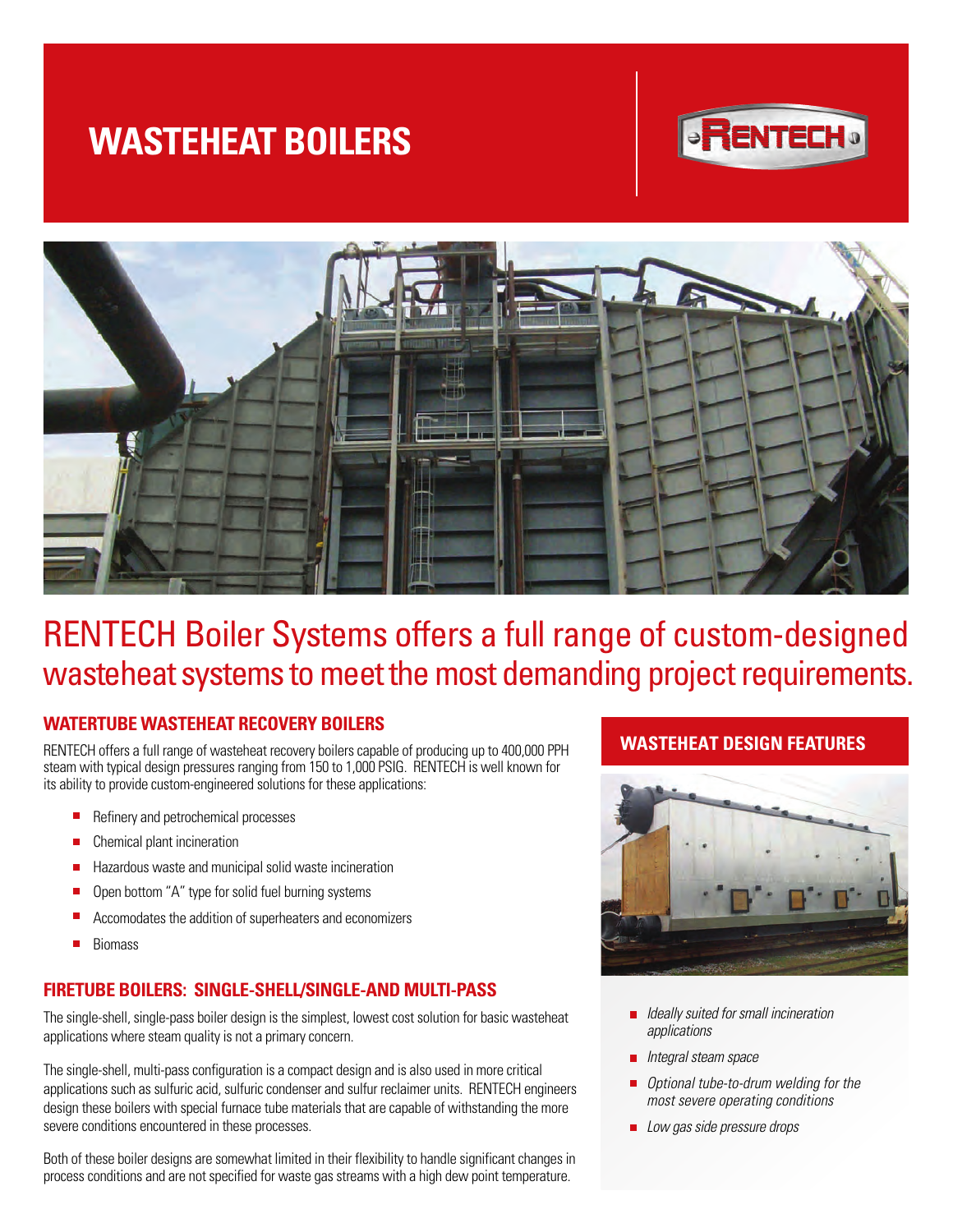# WASTEHEAT BOILERS

RENTECH Boiler Systems offers a full range of custom-designed wasteheat systems to meet the most demanding project requirements.

## WATERTUBE WASTEHEAT RECOVERY BOILERS

RENTECH offers a full range of wasteheat recovery boilers capable of producing up to 400,000 PPH steam with typical design pressures ranging from 150 to 1,000 PSIG. RENTECH is well known for its ability to provide custom-engineered solutions for these applications:

- Refinery and petrochemical processes
- Chemical plant incineration
- Hazardous waste and municipal solid waste incineration
- Open bottom "A" type for solid fuel burning systems
- Accomodates the addition of superheaters and economizers
- Biomass

## FIRETUBE BOILERS: SINGLE-SHELL/SINGLE-AND MULTI-PASS

The single-shell, single-pass boiler design is the simplest, lowest cost solution for basic wasteheat applications where steam quality is not a primary concern.

The single-shell, multi-pass configuration is a compact design and is also used in more critical applications such as sulfuric acid, sulfuric condenser and sulfur reclaimer units. RENTECH engineers design these boilers with special furnace tube materials that are capable of withstanding the more severe conditions encountered in these processes.

Both of these boiler designs are somewhat limited in their flexibility to handle significant changes in process conditions and are not specified for waste gas streams with a high dew point temperature.

## WASTEHEAT DESIGN FEATURES

- *Ideally suited for small incineration applications*
- *Integral steam space*
- *Optional tube-to-drum welding for the most severe operating conditions*
- *Low gas side pressure drops*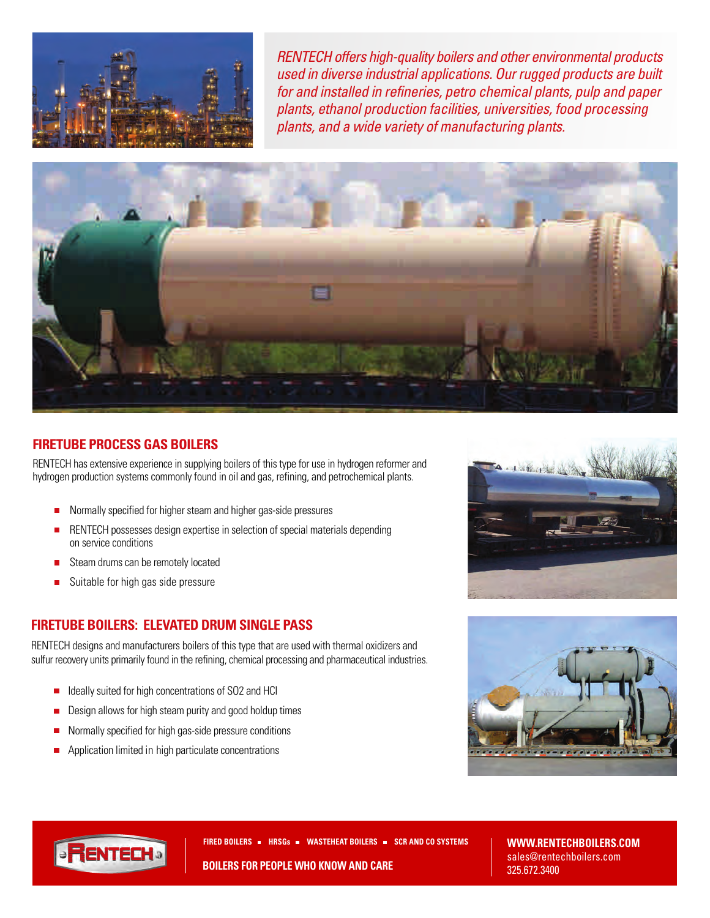*RENTECH offers high-quality boilers and other environmental products used in diverse industrial applications. Our rugged products are built for and installed in refineries, petro chemical plants, pulp and paper plants, ethanol production facilities, universities, food processing plants, and a wide variety of manufacturing plants.*

## FIRETUBE PROCESS GAS BOILERS

RENTECH has extensive experience in supplying boilers of this type for use in hydrogen reformer and hydrogen production systems commonly found in oil and gas, refining, and petrochemical plants.

- Normally specified for higher steam and higher gas-side pressures
- RENTECH possesses design expertise in selection of special materials depending on service conditions
- Steam drums can be remotely located
- Suitable for high gas side pressure

## FIRETUBE BOILERS: ELEVATED DRUM SINGLE PASS

RENTECH designs and manufacturers boilers of this type that are used with thermal oxidizers and sulfur recovery units primarily found in the refining, chemical processing and pharmaceutical industries.

- Ideally suited for high concentrations of SO2 and HCl
- Design allows for high steam purity and good holdup times
- Normally specified for high gas-side pressure conditions
- Application limited in high particulate concentrations

RENTECH

FIRED BOILERS ■ HRSGs ■ WASTEHEAT BOILERS ■ SCR AND CO SYSTEMS

**BOILERS FOR PEOPLE WHO KNOW AND CARE**

**WWW.RENTECHBOILERS.COM**
sales@rentechboilers.com
325.672.3400